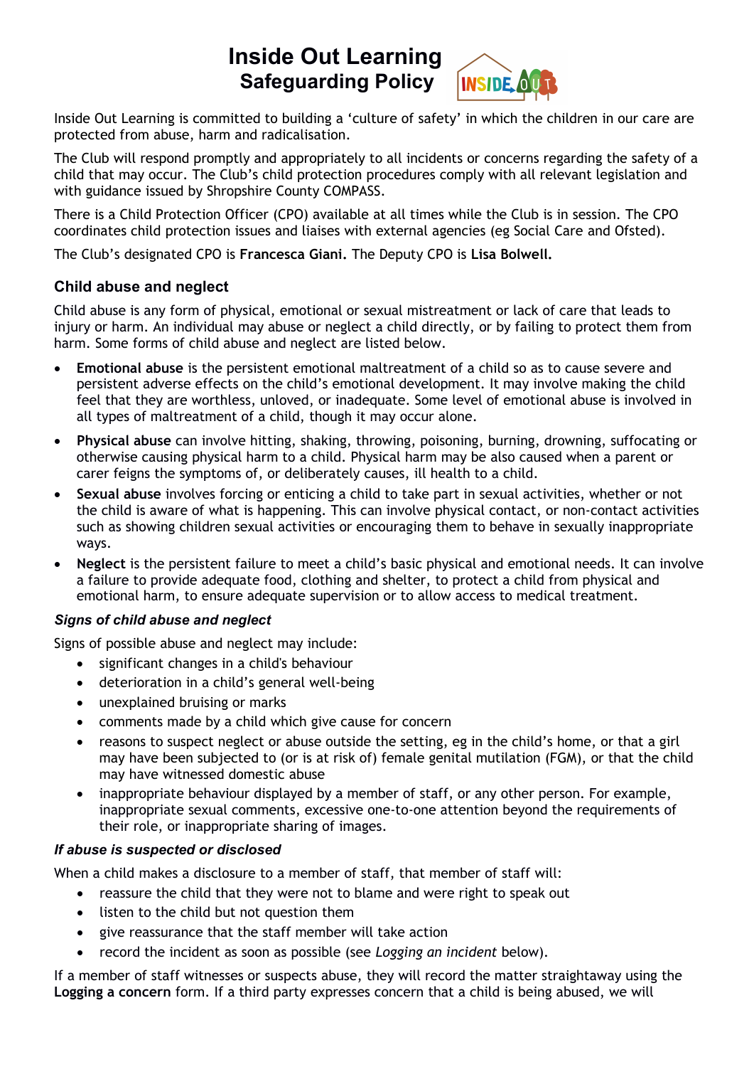# Inside Out Learning
## Safeguarding Policy

Inside Out Learning is committed to building a 'culture of safety' in which the children in our care are protected from abuse, harm and radicalisation.

The Club will respond promptly and appropriately to all incidents or concerns regarding the safety of a child that may occur. The Club's child protection procedures comply with all relevant legislation and with guidance issued by Shropshire County COMPASS.

There is a Child Protection Officer (CPO) available at all times while the Club is in session. The CPO coordinates child protection issues and liaises with external agencies (eg Social Care and Ofsted).

The Club's designated CPO is **Francesca Giani.** The Deputy CPO is **Lisa Bolwell.**

### Child abuse and neglect

Child abuse is any form of physical, emotional or sexual mistreatment or lack of care that leads to injury or harm. An individual may abuse or neglect a child directly, or by failing to protect them from harm. Some forms of child abuse and neglect are listed below.

- **Emotional abuse** is the persistent emotional maltreatment of a child so as to cause severe and persistent adverse effects on the child's emotional development. It may involve making the child feel that they are worthless, unloved, or inadequate. Some level of emotional abuse is involved in all types of maltreatment of a child, though it may occur alone.
- **Physical abuse** can involve hitting, shaking, throwing, poisoning, burning, drowning, suffocating or otherwise causing physical harm to a child. Physical harm may be also caused when a parent or carer feigns the symptoms of, or deliberately causes, ill health to a child.
- **Sexual abuse** involves forcing or enticing a child to take part in sexual activities, whether or not the child is aware of what is happening. This can involve physical contact, or non-contact activities such as showing children sexual activities or encouraging them to behave in sexually inappropriate ways.
- **Neglect** is the persistent failure to meet a child's basic physical and emotional needs. It can involve a failure to provide adequate food, clothing and shelter, to protect a child from physical and emotional harm, to ensure adequate supervision or to allow access to medical treatment.

#### *Signs of child abuse and neglect*

Signs of possible abuse and neglect may include:

- significant changes in a child's behaviour
- deterioration in a child's general well-being
- unexplained bruising or marks
- comments made by a child which give cause for concern
- reasons to suspect neglect or abuse outside the setting, eg in the child's home, or that a girl may have been subjected to (or is at risk of) female genital mutilation (FGM), or that the child may have witnessed domestic abuse
- inappropriate behaviour displayed by a member of staff, or any other person. For example, inappropriate sexual comments, excessive one-to-one attention beyond the requirements of their role, or inappropriate sharing of images.

#### *If abuse is suspected or disclosed*

When a child makes a disclosure to a member of staff, that member of staff will:

- reassure the child that they were not to blame and were right to speak out
- listen to the child but not question them
- give reassurance that the staff member will take action
- record the incident as soon as possible (see *Logging an incident* below).

If a member of staff witnesses or suspects abuse, they will record the matter straightaway using the **Logging a concern** form. If a third party expresses concern that a child is being abused, we will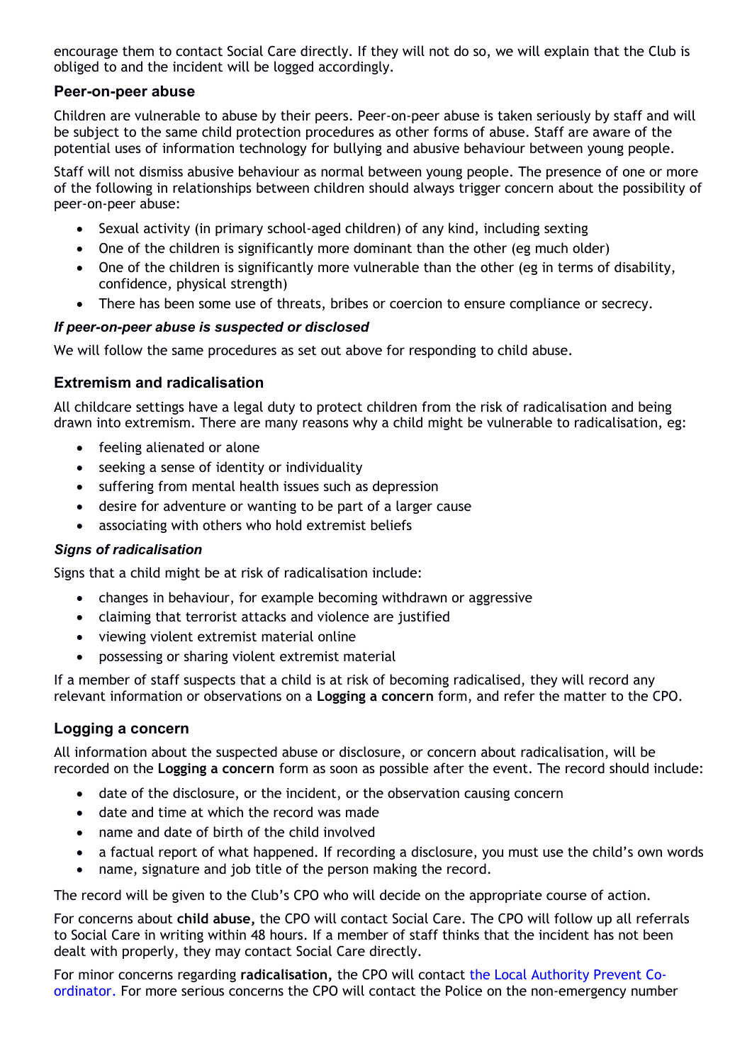encourage them to contact Social Care directly. If they will not do so, we will explain that the Club is obliged to and the incident will be logged accordingly.

## Peer-on-peer abuse

Children are vulnerable to abuse by their peers. Peer-on-peer abuse is taken seriously by staff and will be subject to the same child protection procedures as other forms of abuse. Staff are aware of the potential uses of information technology for bullying and abusive behaviour between young people.

Staff will not dismiss abusive behaviour as normal between young people. The presence of one or more of the following in relationships between children should always trigger concern about the possibility of peer-on-peer abuse:

- Sexual activity (in primary school-aged children) of any kind, including sexting
- One of the children is significantly more dominant than the other (eg much older)
- One of the children is significantly more vulnerable than the other (eg in terms of disability, confidence, physical strength)
- There has been some use of threats, bribes or coercion to ensure compliance or secrecy.

### *If peer-on-peer abuse is suspected or disclosed*

We will follow the same procedures as set out above for responding to child abuse.

## Extremism and radicalisation

All childcare settings have a legal duty to protect children from the risk of radicalisation and being drawn into extremism. There are many reasons why a child might be vulnerable to radicalisation, eg:

- feeling alienated or alone
- seeking a sense of identity or individuality
- suffering from mental health issues such as depression
- desire for adventure or wanting to be part of a larger cause
- associating with others who hold extremist beliefs

### *Signs of radicalisation*

Signs that a child might be at risk of radicalisation include:

- changes in behaviour, for example becoming withdrawn or aggressive
- claiming that terrorist attacks and violence are justified
- viewing violent extremist material online
- possessing or sharing violent extremist material

If a member of staff suspects that a child is at risk of becoming radicalised, they will record any relevant information or observations on a **Logging a concern** form, and refer the matter to the CPO.

## Logging a concern

All information about the suspected abuse or disclosure, or concern about radicalisation, will be recorded on the **Logging a concern** form as soon as possible after the event. The record should include:

- date of the disclosure, or the incident, or the observation causing concern
- date and time at which the record was made
- name and date of birth of the child involved
- a factual report of what happened. If recording a disclosure, you must use the child's own words
- name, signature and job title of the person making the record.

The record will be given to the Club's CPO who will decide on the appropriate course of action.

For concerns about **child abuse,** the CPO will contact Social Care. The CPO will follow up all referrals to Social Care in writing within 48 hours. If a member of staff thinks that the incident has not been dealt with properly, they may contact Social Care directly.

For minor concerns regarding **radicalisation,** the CPO will contact the Local Authority Prevent Co-ordinator. For more serious concerns the CPO will contact the Police on the non-emergency number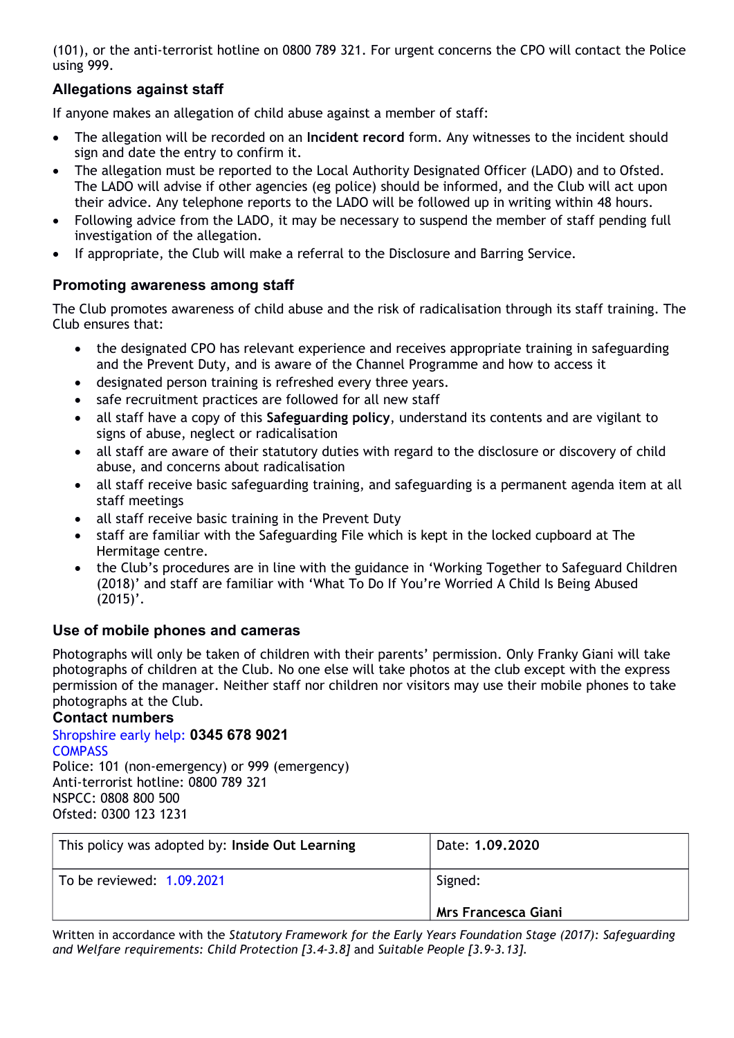(101), or the anti-terrorist hotline on 0800 789 321. For urgent concerns the CPO will contact the Police using 999.

### Allegations against staff

If anyone makes an allegation of child abuse against a member of staff:

- The allegation will be recorded on an **Incident record** form. Any witnesses to the incident should sign and date the entry to confirm it.
- The allegation must be reported to the Local Authority Designated Officer (LADO) and to Ofsted. The LADO will advise if other agencies (eg police) should be informed, and the Club will act upon their advice. Any telephone reports to the LADO will be followed up in writing within 48 hours.
- Following advice from the LADO, it may be necessary to suspend the member of staff pending full investigation of the allegation.
- If appropriate, the Club will make a referral to the Disclosure and Barring Service.

### Promoting awareness among staff

The Club promotes awareness of child abuse and the risk of radicalisation through its staff training. The Club ensures that:

- the designated CPO has relevant experience and receives appropriate training in safeguarding and the Prevent Duty, and is aware of the Channel Programme and how to access it
- designated person training is refreshed every three years.
- safe recruitment practices are followed for all new staff
- all staff have a copy of this **Safeguarding policy**, understand its contents and are vigilant to signs of abuse, neglect or radicalisation
- all staff are aware of their statutory duties with regard to the disclosure or discovery of child abuse, and concerns about radicalisation
- all staff receive basic safeguarding training, and safeguarding is a permanent agenda item at all staff meetings
- all staff receive basic training in the Prevent Duty
- staff are familiar with the Safeguarding File which is kept in the locked cupboard at The Hermitage centre.
- the Club's procedures are in line with the guidance in 'Working Together to Safeguard Children (2018)' and staff are familiar with 'What To Do If You're Worried A Child Is Being Abused (2015)'.

### Use of mobile phones and cameras

Photographs will only be taken of children with their parents' permission. Only Franky Giani will take photographs of children at the Club. No one else will take photos at the club except with the express permission of the manager. Neither staff nor children nor visitors may use their mobile phones to take photographs at the Club.

### Contact numbers

Shropshire early help: **0345 678 9021**
COMPASS
Police: 101 (non-emergency) or 999 (emergency)
Anti-terrorist hotline: 0800 789 321
NSPCC: 0808 800 500
Ofsted: 0300 123 1231

| | |
|---|---|
| This policy was adopted by: **Inside Out Learning** | Date: **1.09.2020** |
| To be reviewed: 1.09.2021 | Signed:<br><br>**Mrs Francesca Giani** |

Written in accordance with the *Statutory Framework for the Early Years Foundation Stage (2017): Safeguarding and Welfare requirements: Child Protection [3.4-3.8]* and *Suitable People [3.9-3.13].*